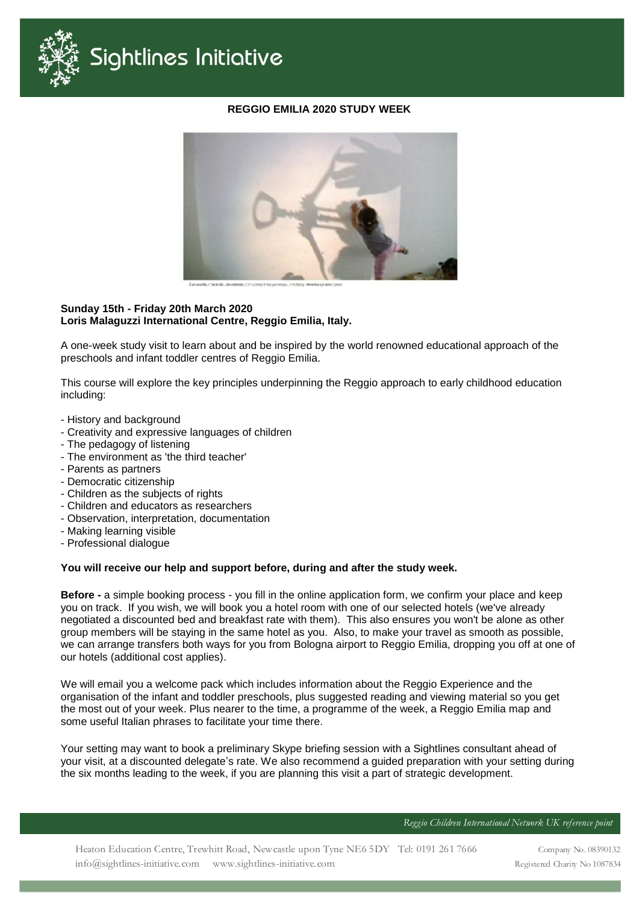# Sightlines Initiative

## REGGIO EMILIA 2020 STUDY WEEK

**Sunday 15th - Friday 20th March 2020**
**Loris Malaguzzi International Centre, Reggio Emilia, Italy.**

A one-week study visit to learn about and be inspired by the world renowned educational approach of the preschools and infant toddler centres of Reggio Emilia.

This course will explore the key principles underpinning the Reggio approach to early childhood education including:

- History and background
- Creativity and expressive languages of children
- The pedagogy of listening
- The environment as 'the third teacher'
- Parents as partners
- Democratic citizenship
- Children as the subjects of rights
- Children and educators as researchers
- Observation, interpretation, documentation
- Making learning visible
- Professional dialogue

**You will receive our help and support before, during and after the study week.**

**Before -** a simple booking process - you fill in the online application form, we confirm your place and keep you on track. If you wish, we will book you a hotel room with one of our selected hotels (we've already negotiated a discounted bed and breakfast rate with them). This also ensures you won't be alone as other group members will be staying in the same hotel as you. Also, to make your travel as smooth as possible, we can arrange transfers both ways for you from Bologna airport to Reggio Emilia, dropping you off at one of our hotels (additional cost applies).

We will email you a welcome pack which includes information about the Reggio Experience and the organisation of the infant and toddler preschools, plus suggested reading and viewing material so you get the most out of your week. Plus nearer to the time, a programme of the week, a Reggio Emilia map and some useful Italian phrases to facilitate your time there.

Your setting may want to book a preliminary Skype briefing session with a Sightlines consultant ahead of your visit, at a discounted delegate's rate. We also recommend a guided preparation with your setting during the six months leading to the week, if you are planning this visit a part of strategic development.

*Reggio Children International Network UK reference point*

Heaton Education Centre, Trewhitt Road, Newcastle upon Tyne NE6 5DY Tel: 0191 261 7666
info@sightlines-initiative.com www.sightlines-initiative.com

Company No. 08390132
Registered Charity No 1087834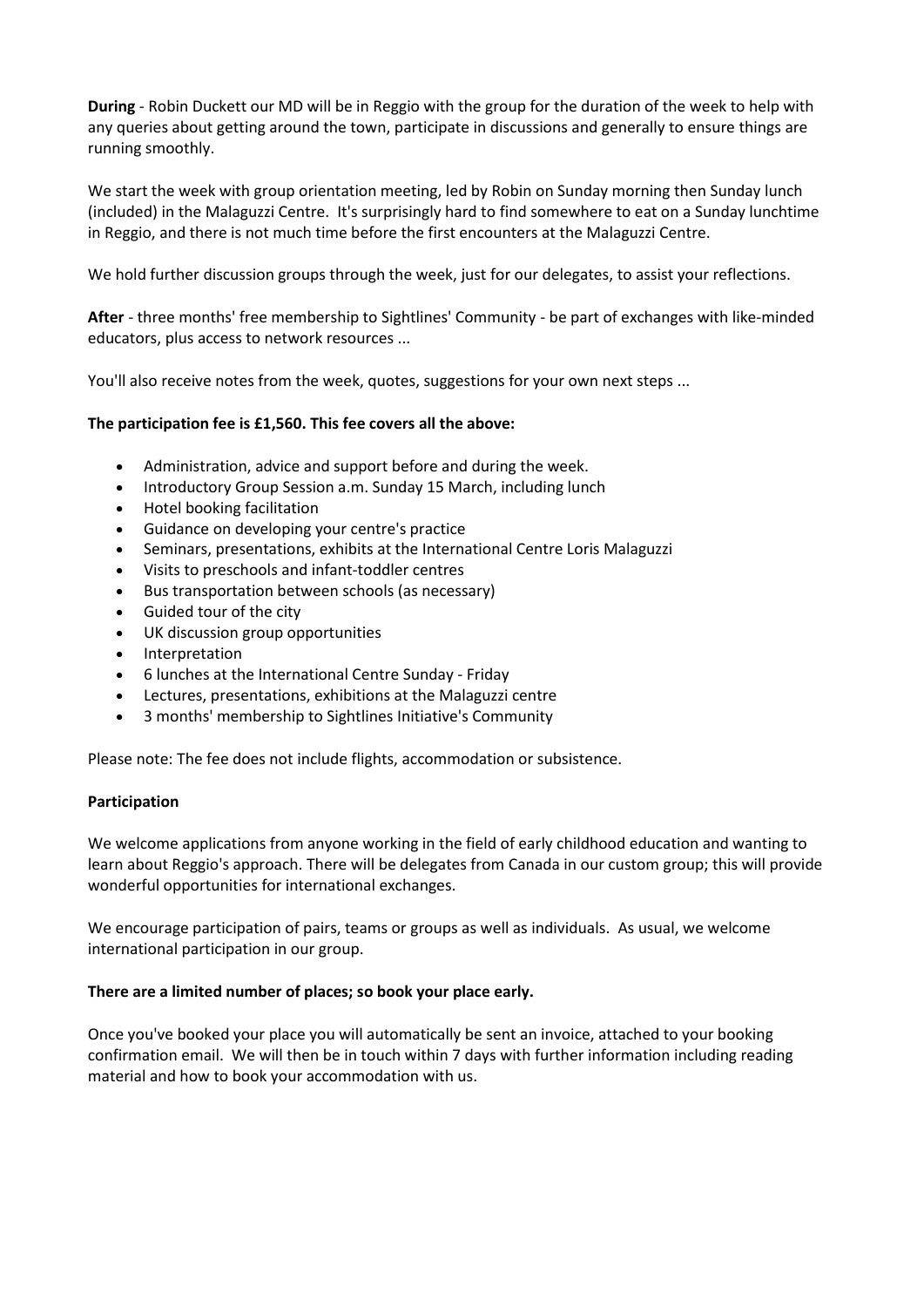**During** - Robin Duckett our MD will be in Reggio with the group for the duration of the week to help with any queries about getting around the town, participate in discussions and generally to ensure things are running smoothly.

We start the week with group orientation meeting, led by Robin on Sunday morning then Sunday lunch (included) in the Malaguzzi Centre. It's surprisingly hard to find somewhere to eat on a Sunday lunchtime in Reggio, and there is not much time before the first encounters at the Malaguzzi Centre.

We hold further discussion groups through the week, just for our delegates, to assist your reflections.

**After** - three months' free membership to Sightlines' Community - be part of exchanges with like-minded educators, plus access to network resources ...

You'll also receive notes from the week, quotes, suggestions for your own next steps ...

**The participation fee is £1,560. This fee covers all the above:**

- Administration, advice and support before and during the week.
- Introductory Group Session a.m. Sunday 15 March, including lunch
- Hotel booking facilitation
- Guidance on developing your centre's practice
- Seminars, presentations, exhibits at the International Centre Loris Malaguzzi
- Visits to preschools and infant-toddler centres
- Bus transportation between schools (as necessary)
- Guided tour of the city
- UK discussion group opportunities
- Interpretation
- 6 lunches at the International Centre Sunday - Friday
- Lectures, presentations, exhibitions at the Malaguzzi centre
- 3 months' membership to Sightlines Initiative's Community

Please note: The fee does not include flights, accommodation or subsistence.

**Participation**

We welcome applications from anyone working in the field of early childhood education and wanting to learn about Reggio's approach. There will be delegates from Canada in our custom group; this will provide wonderful opportunities for international exchanges.

We encourage participation of pairs, teams or groups as well as individuals. As usual, we welcome international participation in our group.

**There are a limited number of places; so book your place early.**

Once you've booked your place you will automatically be sent an invoice, attached to your booking confirmation email. We will then be in touch within 7 days with further information including reading material and how to book your accommodation with us.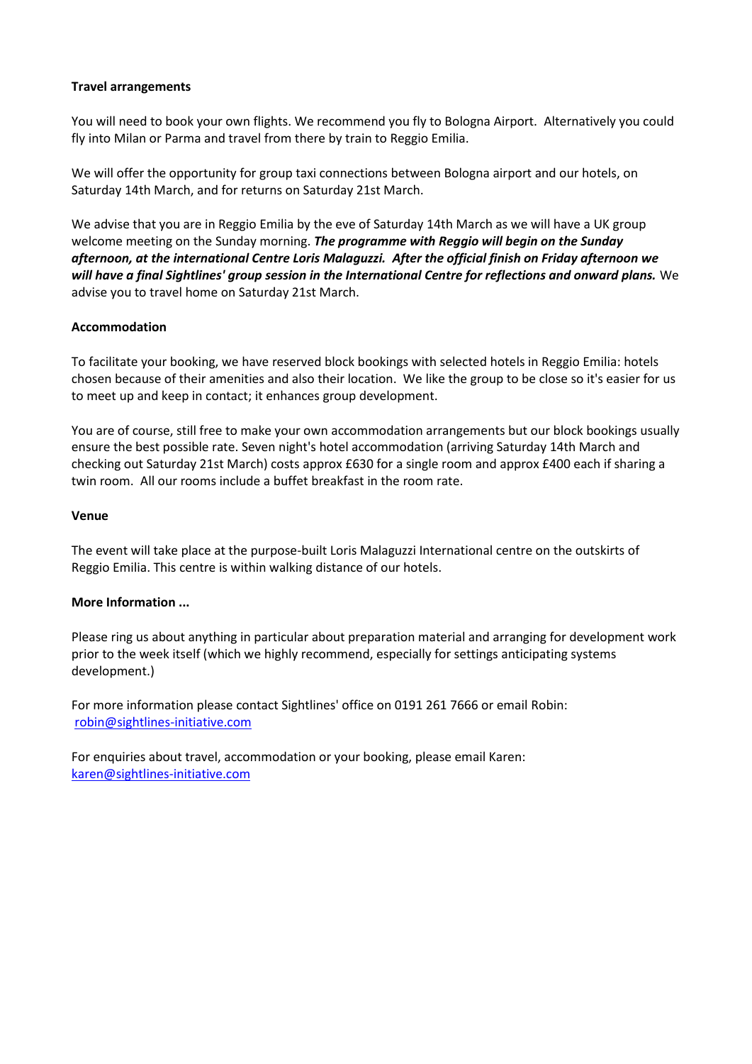**Travel arrangements**

You will need to book your own flights. We recommend you fly to Bologna Airport. Alternatively you could fly into Milan or Parma and travel from there by train to Reggio Emilia.

We will offer the opportunity for group taxi connections between Bologna airport and our hotels, on Saturday 14th March, and for returns on Saturday 21st March.

We advise that you are in Reggio Emilia by the eve of Saturday 14th March as we will have a UK group welcome meeting on the Sunday morning. ***The programme with Reggio will begin on the Sunday afternoon, at the international Centre Loris Malaguzzi. After the official finish on Friday afternoon we will have a final Sightlines' group session in the International Centre for reflections and onward plans.*** We advise you to travel home on Saturday 21st March.

**Accommodation**

To facilitate your booking, we have reserved block bookings with selected hotels in Reggio Emilia: hotels chosen because of their amenities and also their location. We like the group to be close so it's easier for us to meet up and keep in contact; it enhances group development.

You are of course, still free to make your own accommodation arrangements but our block bookings usually ensure the best possible rate. Seven night's hotel accommodation (arriving Saturday 14th March and checking out Saturday 21st March) costs approx £630 for a single room and approx £400 each if sharing a twin room. All our rooms include a buffet breakfast in the room rate.

**Venue**

The event will take place at the purpose-built Loris Malaguzzi International centre on the outskirts of Reggio Emilia. This centre is within walking distance of our hotels.

**More Information ...**

Please ring us about anything in particular about preparation material and arranging for development work prior to the week itself (which we highly recommend, especially for settings anticipating systems development.)

For more information please contact Sightlines' office on 0191 261 7666 or email Robin: [robin@sightlines-initiative.com](mailto:robin@sightlines-initiative.com)

For enquiries about travel, accommodation or your booking, please email Karen: [karen@sightlines-initiative.com](mailto:karen@sightlines-initiative.com)